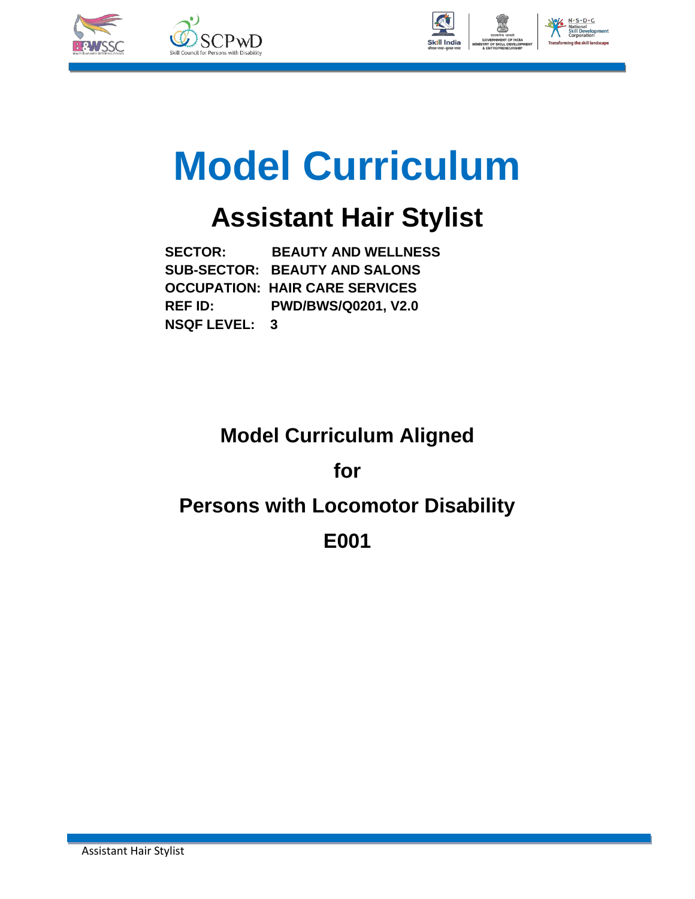# Model Curriculum

## Assistant Hair Stylist

**SECTOR: BEAUTY AND WELLNESS**
**SUB-SECTOR: BEAUTY AND SALONS**
**OCCUPATION: HAIR CARE SERVICES**
**REF ID: PWD/BWS/Q0201, V2.0**
**NSQF LEVEL: 3**

**Model Curriculum Aligned**

**for**

**Persons with Locomotor Disability**

**E001**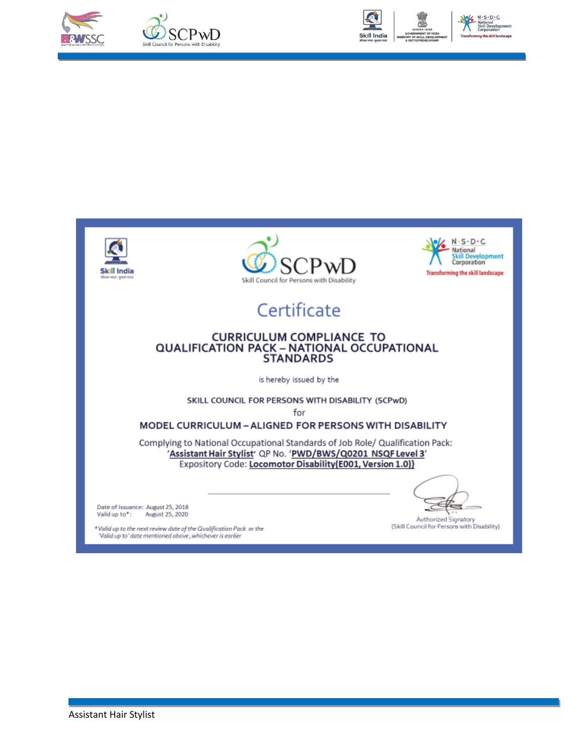# Certificate

## CURRICULUM COMPLIANCE TO QUALIFICATION PACK – NATIONAL OCCUPATIONAL STANDARDS

is hereby issued by the

**SKILL COUNCIL FOR PERSONS WITH DISABILITY (SCPwD)**

for

**MODEL CURRICULUM – ALIGNED FOR PERSONS WITH DISABILITY**

Complying to National Occupational Standards of Job Role/ Qualification Pack:
'**Assistant Hair Stylist**' QP No. '**PWD/BWS/Q0201 NSQF Level 3**'
Expository Code: **Locomotor Disability(E001, Version 1.0)}**

Date of Issuance: August 25, 2018
Valid up to*: August 25, 2020

*Valid up to the next review date of the Qualification Pack or the 'Valid up to' date mentioned above, whichever is earlier*

Authorized Signatory
(Skill Council for Persons with Disability)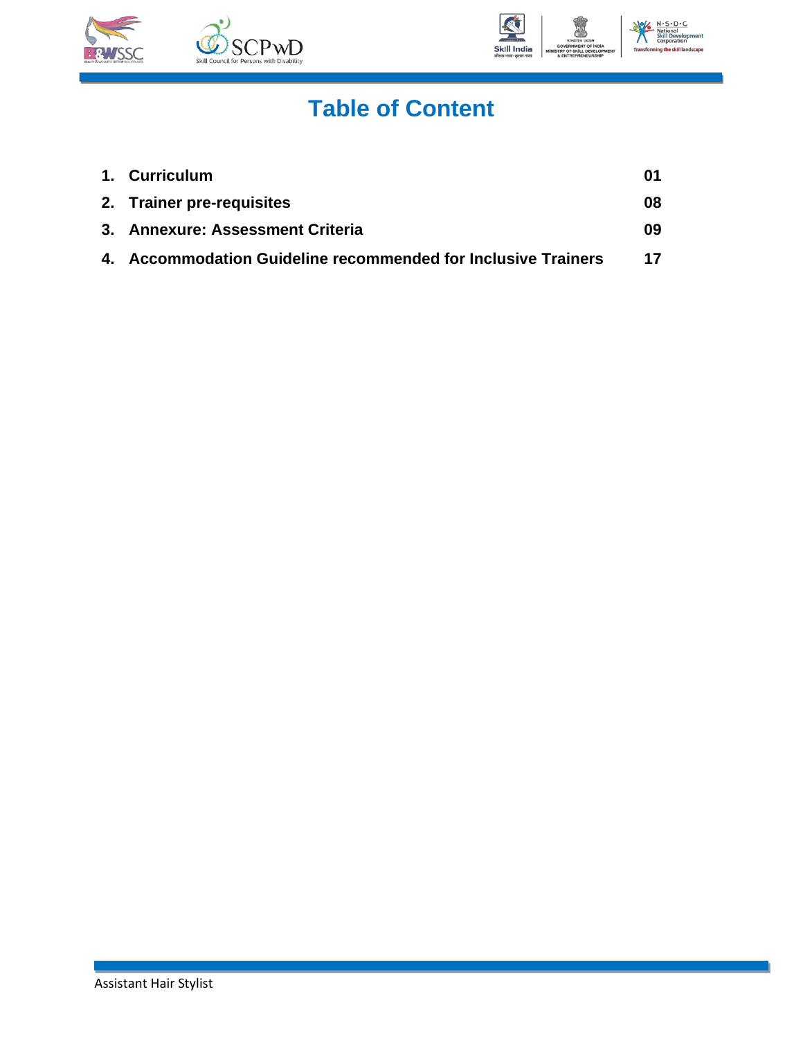# Table of Content

| | | |
|---|---|---|
| 1. | **Curriculum** | **01** |
| 2. | **Trainer pre-requisites** | **08** |
| 3. | **Annexure: Assessment Criteria** | **09** |
| 4. | **Accommodation Guideline recommended for Inclusive Trainers** | **17** |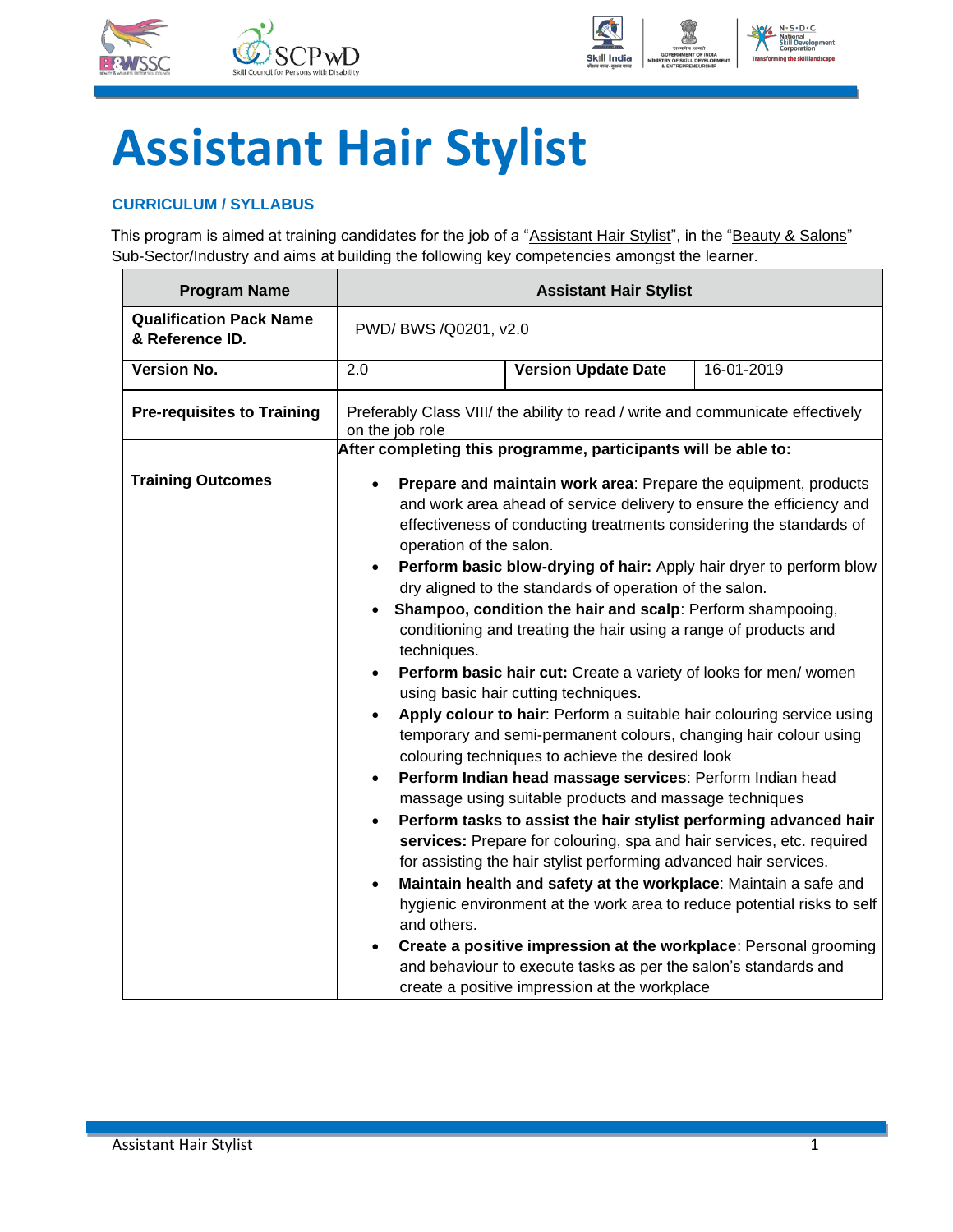# Assistant Hair Stylist

### CURRICULUM / SYLLABUS

This program is aimed at training candidates for the job of a "Assistant Hair Stylist", in the "Beauty & Salons" Sub-Sector/Industry and aims at building the following key competencies amongst the learner.

| **Program Name** | **Assistant Hair Stylist** | | |
|---|---|---|---|
| **Qualification Pack Name & Reference ID.** | PWD/ BWS /Q0201, v2.0 | | |
| **Version No.** | 2.0 | **Version Update Date** | 16-01-2019 |
| **Pre-requisites to Training** | Preferably Class VIII/ the ability to read / write and communicate effectively on the job role | | |
| **Training Outcomes** | **After completing this programme, participants will be able to:**<br>• **Prepare and maintain work area**: Prepare the equipment, products and work area ahead of service delivery to ensure the efficiency and effectiveness of conducting treatments considering the standards of operation of the salon.<br>• **Perform basic blow-drying of hair:** Apply hair dryer to perform blow dry aligned to the standards of operation of the salon.<br>• **Shampoo, condition the hair and scalp**: Perform shampooing, conditioning and treating the hair using a range of products and techniques.<br>• **Perform basic hair cut:** Create a variety of looks for men/ women using basic hair cutting techniques.<br>• **Apply colour to hair**: Perform a suitable hair colouring service using temporary and semi-permanent colours, changing hair colour using colouring techniques to achieve the desired look<br>• **Perform Indian head massage services**: Perform Indian head massage using suitable products and massage techniques<br>• **Perform tasks to assist the hair stylist performing advanced hair services:** Prepare for colouring, spa and hair services, etc. required for assisting the hair stylist performing advanced hair services.<br>• **Maintain health and safety at the workplace**: Maintain a safe and hygienic environment at the work area to reduce potential risks to self and others.<br>• **Create a positive impression at the workplace**: Personal grooming and behaviour to execute tasks as per the salon's standards and create a positive impression at the workplace | | |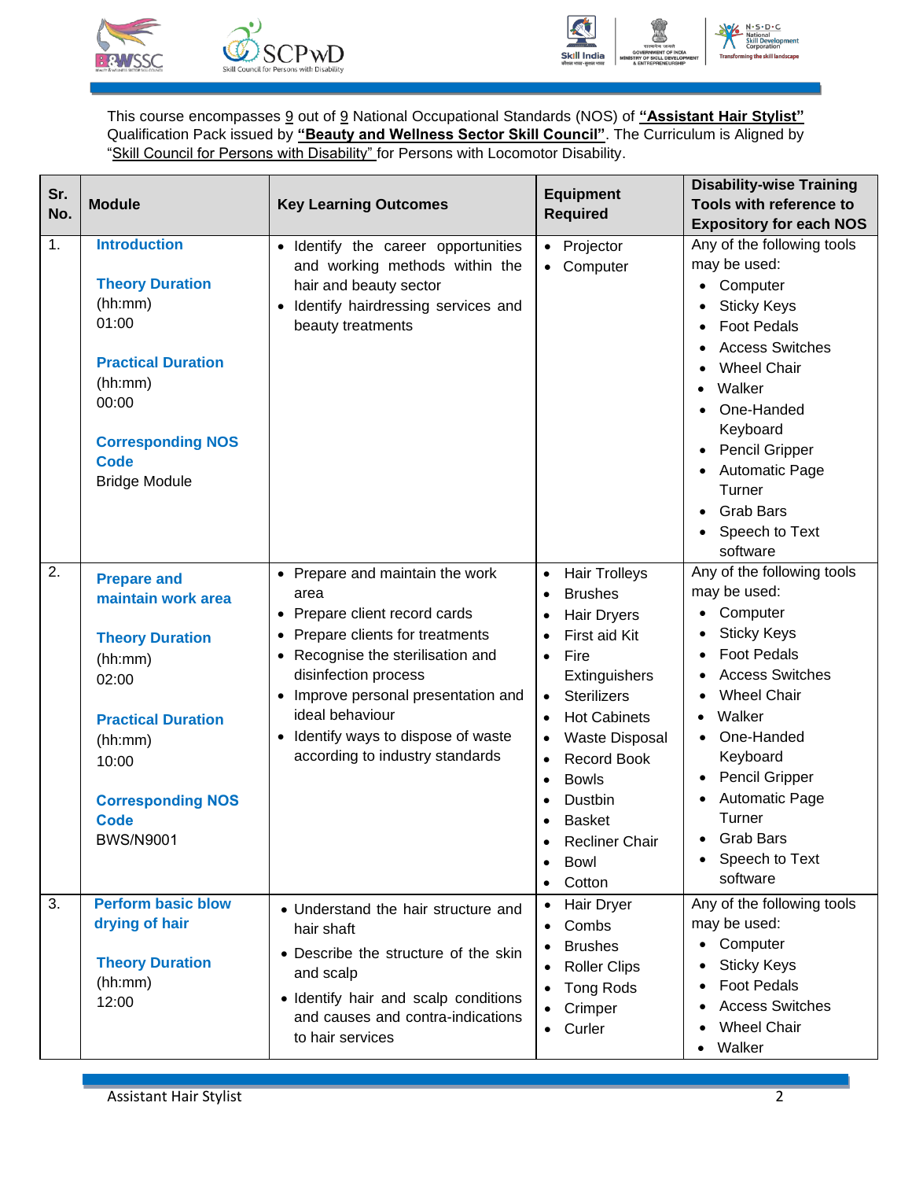This course encompasses 9 out of 9 National Occupational Standards (NOS) of **"Assistant Hair Stylist"** Qualification Pack issued by **"Beauty and Wellness Sector Skill Council"**. The Curriculum is Aligned by "Skill Council for Persons with Disability" for Persons with Locomotor Disability.

| Sr. No. | Module | Key Learning Outcomes | Equipment Required | Disability-wise Training Tools with reference to Expository for each NOS |
|---|---|---|---|---|
| 1. | **Introduction**<br><br>**Theory Duration** (hh:mm)<br>01:00<br><br>**Practical Duration** (hh:mm)<br>00:00<br><br>**Corresponding NOS Code**<br>Bridge Module | • Identify the career opportunities and working methods within the hair and beauty sector<br>• Identify hairdressing services and beauty treatments | • Projector<br>• Computer | Any of the following tools may be used:<br>• Computer<br>• Sticky Keys<br>• Foot Pedals<br>• Access Switches<br>• Wheel Chair<br>• Walker<br>• One-Handed Keyboard<br>• Pencil Gripper<br>• Automatic Page Turner<br>• Grab Bars<br>• Speech to Text software |
| 2. | **Prepare and maintain work area**<br><br>**Theory Duration** (hh:mm)<br>02:00<br><br>**Practical Duration** (hh:mm)<br>10:00<br><br>**Corresponding NOS Code**<br>BWS/N9001 | • Prepare and maintain the work area<br>• Prepare client record cards<br>• Prepare clients for treatments<br>• Recognise the sterilisation and disinfection process<br>• Improve personal presentation and ideal behaviour<br>• Identify ways to dispose of waste according to industry standards | • Hair Trolleys<br>• Brushes<br>• Hair Dryers<br>• First aid Kit<br>• Fire Extinguishers<br>• Sterilizers<br>• Hot Cabinets<br>• Waste Disposal<br>• Record Book<br>• Bowls<br>• Dustbin<br>• Basket<br>• Recliner Chair<br>• Bowl<br>• Cotton | Any of the following tools may be used:<br>• Computer<br>• Sticky Keys<br>• Foot Pedals<br>• Access Switches<br>• Wheel Chair<br>• Walker<br>• One-Handed Keyboard<br>• Pencil Gripper<br>• Automatic Page Turner<br>• Grab Bars<br>• Speech to Text software |
| 3. | **Perform basic blow drying of hair**<br><br>**Theory Duration** (hh:mm)<br>12:00 | • Understand the hair structure and hair shaft<br>• Describe the structure of the skin and scalp<br>• Identify hair and scalp conditions and causes and contra-indications to hair services | • Hair Dryer<br>• Combs<br>• Brushes<br>• Roller Clips<br>• Tong Rods<br>• Crimper<br>• Curler | Any of the following tools may be used:<br>• Computer<br>• Sticky Keys<br>• Foot Pedals<br>• Access Switches<br>• Wheel Chair<br>• Walker |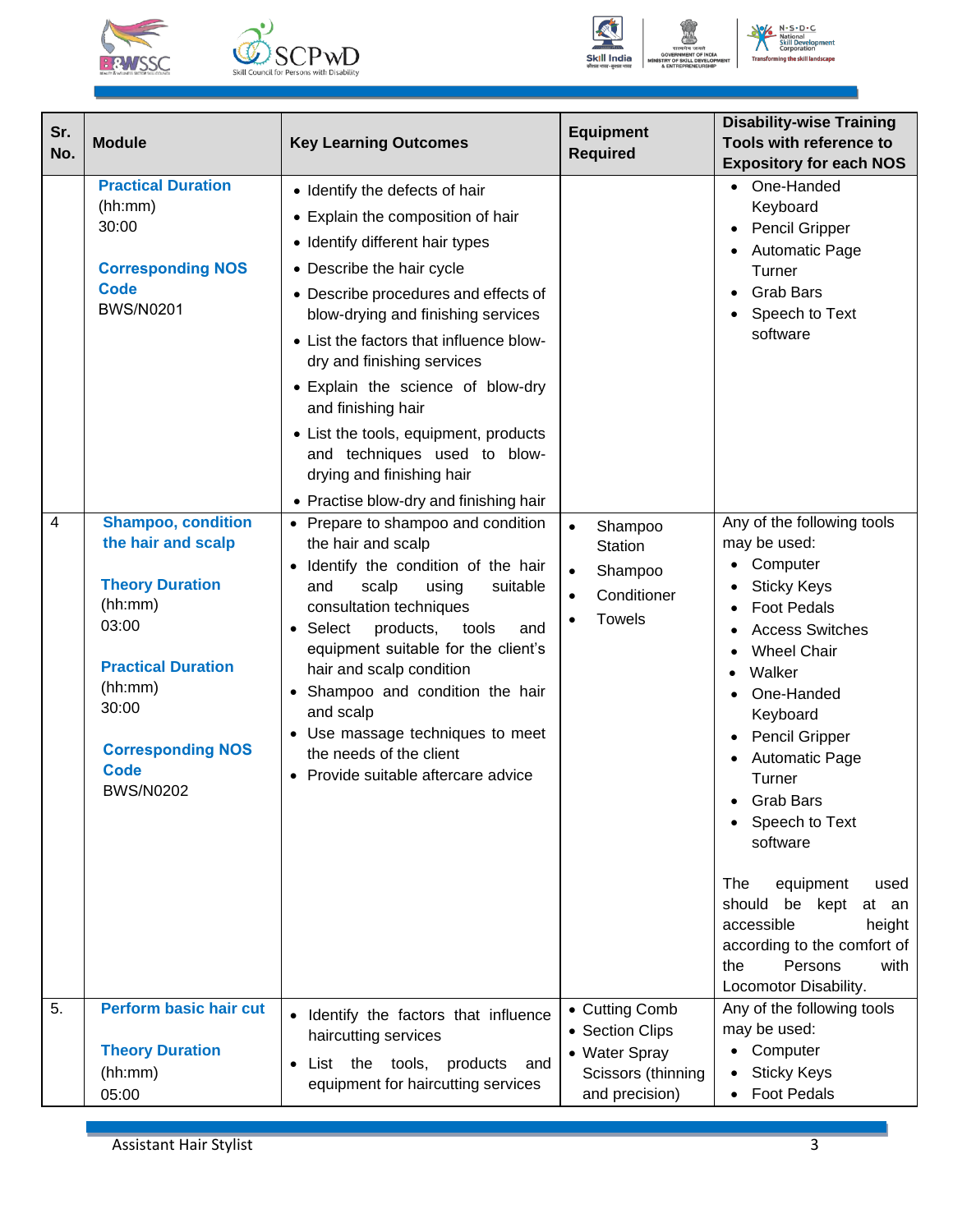| Sr. No. | Module | Key Learning Outcomes | Equipment Required | Disability-wise Training Tools with reference to Expository for each NOS |
|---|---|---|---|---|
| | **Practical Duration** (hh:mm) 30:00<br><br>**Corresponding NOS Code** BWS/N0201 | • Identify the defects of hair<br>• Explain the composition of hair<br>• Identify different hair types<br>• Describe the hair cycle<br>• Describe procedures and effects of blow-drying and finishing services<br>• List the factors that influence blow-dry and finishing services<br>• Explain the science of blow-dry and finishing hair<br>• List the tools, equipment, products and techniques used to blow-drying and finishing hair<br>• Practise blow-dry and finishing hair | | • One-Handed Keyboard<br>• Pencil Gripper<br>• Automatic Page Turner<br>• Grab Bars<br>• Speech to Text software |
| 4 | **Shampoo, condition the hair and scalp**<br><br>**Theory Duration** (hh:mm) 03:00<br><br>**Practical Duration** (hh:mm) 30:00<br><br>**Corresponding NOS Code** BWS/N0202 | • Prepare to shampoo and condition the hair and scalp<br>• Identify the condition of the hair and scalp using suitable consultation techniques<br>• Select products, tools and equipment suitable for the client's hair and scalp condition<br>• Shampoo and condition the hair and scalp<br>• Use massage techniques to meet the needs of the client<br>• Provide suitable aftercare advice | • Shampoo Station<br>• Shampoo<br>• Conditioner<br>• Towels | Any of the following tools may be used:<br>• Computer<br>• Sticky Keys<br>• Foot Pedals<br>• Access Switches<br>• Wheel Chair<br>• Walker<br>• One-Handed Keyboard<br>• Pencil Gripper<br>• Automatic Page Turner<br>• Grab Bars<br>• Speech to Text software<br><br>The equipment used should be kept at an accessible height according to the comfort of the Persons with Locomotor Disability. |
| 5. | **Perform basic hair cut**<br><br>**Theory Duration** (hh:mm) 05:00 | • Identify the factors that influence haircutting services<br>• List the tools, products and equipment for haircutting services | • Cutting Comb<br>• Section Clips<br>• Water Spray Scissors (thinning and precision) | Any of the following tools may be used:<br>• Computer<br>• Sticky Keys<br>• Foot Pedals |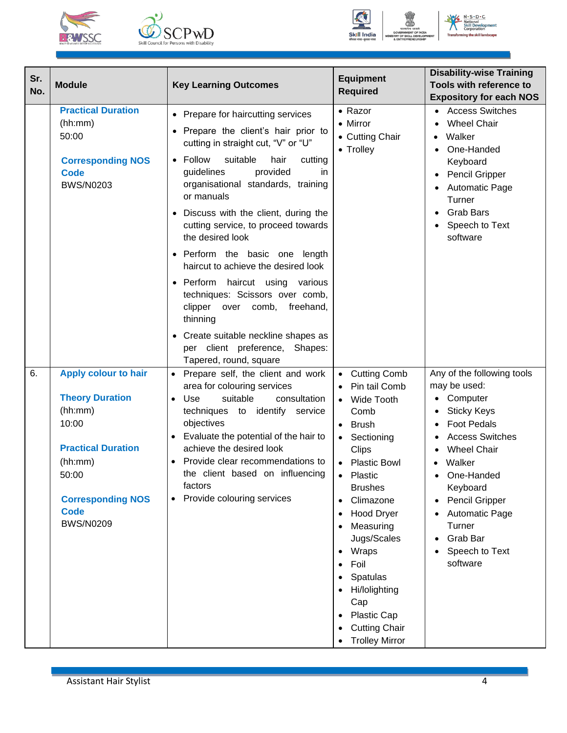| Sr. No. | Module | Key Learning Outcomes | Equipment Required | Disability-wise Training Tools with reference to Expository for each NOS |
|---|---|---|---|---|
| | **Practical Duration** (hh:mm) 50:00 **Corresponding NOS Code** BWS/N0203 | • Prepare for haircutting services • Prepare the client's hair prior to cutting in straight cut, "V" or "U" • Follow suitable hair cutting guidelines provided in organisational standards, training or manuals • Discuss with the client, during the cutting service, to proceed towards the desired look • Perform the basic one length haircut to achieve the desired look • Perform haircut using various techniques: Scissors over comb, clipper over comb, freehand, thinning • Create suitable neckline shapes as per client preference, Shapes: Tapered, round, square | • Razor • Mirror • Cutting Chair • Trolley | • Access Switches • Wheel Chair • Walker • One-Handed Keyboard • Pencil Gripper • Automatic Page Turner • Grab Bars • Speech to Text software |
| 6. | **Apply colour to hair** **Theory Duration** (hh:mm) 10:00 **Practical Duration** (hh:mm) 50:00 **Corresponding NOS Code** BWS/N0209 | • Prepare self, the client and work area for colouring services • Use suitable consultation techniques to identify service objectives • Evaluate the potential of the hair to achieve the desired look • Provide clear recommendations to the client based on influencing factors • Provide colouring services | • Cutting Comb • Pin tail Comb • Wide Tooth Comb • Brush • Sectioning Clips • Plastic Bowl • Plastic Brushes • Climazone • Hood Dryer • Measuring Jugs/Scales • Wraps • Foil • Spatulas • Hi/lolighting Cap • Plastic Cap • Cutting Chair • Trolley Mirror | Any of the following tools may be used: • Computer • Sticky Keys • Foot Pedals • Access Switches • Wheel Chair • Walker • One-Handed Keyboard • Pencil Gripper • Automatic Page Turner • Grab Bar • Speech to Text software |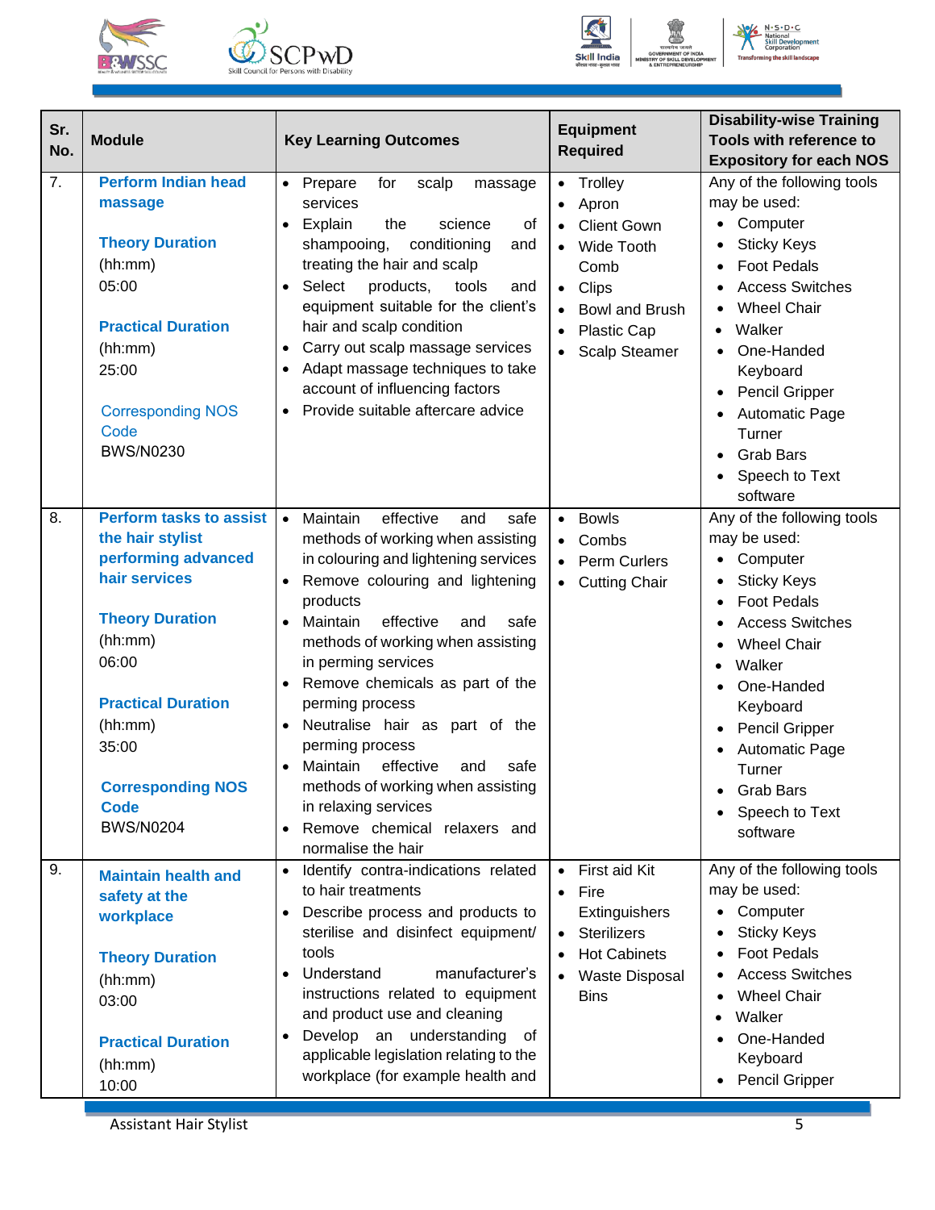| Sr. No. | Module | Key Learning Outcomes | Equipment Required | Disability-wise Training Tools with reference to Expository for each NOS |
|---|---|---|---|---|
| 7. | **Perform Indian head massage**<br><br>**Theory Duration**<br>(hh:mm)<br>05:00<br><br>**Practical Duration**<br>(hh:mm)<br>25:00<br><br>Corresponding NOS Code<br>BWS/N0230 | • Prepare for scalp massage services<br>• Explain the science of shampooing, conditioning and treating the hair and scalp<br>• Select products, tools and equipment suitable for the client's hair and scalp condition<br>• Carry out scalp massage services<br>• Adapt massage techniques to take account of influencing factors<br>• Provide suitable aftercare advice | • Trolley<br>• Apron<br>• Client Gown<br>• Wide Tooth Comb<br>• Clips<br>• Bowl and Brush<br>• Plastic Cap<br>• Scalp Steamer | Any of the following tools may be used:<br>• Computer<br>• Sticky Keys<br>• Foot Pedals<br>• Access Switches<br>• Wheel Chair<br>• Walker<br>• One-Handed Keyboard<br>• Pencil Gripper<br>• Automatic Page Turner<br>• Grab Bars<br>• Speech to Text software |
| 8. | **Perform tasks to assist the hair stylist performing advanced hair services**<br><br>**Theory Duration**<br>(hh:mm)<br>06:00<br><br>**Practical Duration**<br>(hh:mm)<br>35:00<br><br>**Corresponding NOS Code**<br>BWS/N0204 | • Maintain effective and safe methods of working when assisting in colouring and lightening services<br>• Remove colouring and lightening products<br>• Maintain effective and safe methods of working when assisting in perming services<br>• Remove chemicals as part of the perming process<br>• Neutralise hair as part of the perming process<br>• Maintain effective and safe methods of working when assisting in relaxing services<br>• Remove chemical relaxers and normalise the hair | • Bowls<br>• Combs<br>• Perm Curlers<br>• Cutting Chair | Any of the following tools may be used:<br>• Computer<br>• Sticky Keys<br>• Foot Pedals<br>• Access Switches<br>• Wheel Chair<br>• Walker<br>• One-Handed Keyboard<br>• Pencil Gripper<br>• Automatic Page Turner<br>• Grab Bars<br>• Speech to Text software |
| 9. | **Maintain health and safety at the workplace**<br><br>**Theory Duration**<br>(hh:mm)<br>03:00<br><br>**Practical Duration**<br>(hh:mm)<br>10:00 | • Identify contra-indications related to hair treatments<br>• Describe process and products to sterilise and disinfect equipment/ tools<br>• Understand manufacturer's instructions related to equipment and product use and cleaning<br>• Develop an understanding of applicable legislation relating to the workplace (for example health and | • First aid Kit<br>• Fire Extinguishers<br>• Sterilizers<br>• Hot Cabinets<br>• Waste Disposal Bins | Any of the following tools may be used:<br>• Computer<br>• Sticky Keys<br>• Foot Pedals<br>• Access Switches<br>• Wheel Chair<br>• Walker<br>• One-Handed Keyboard<br>• Pencil Gripper |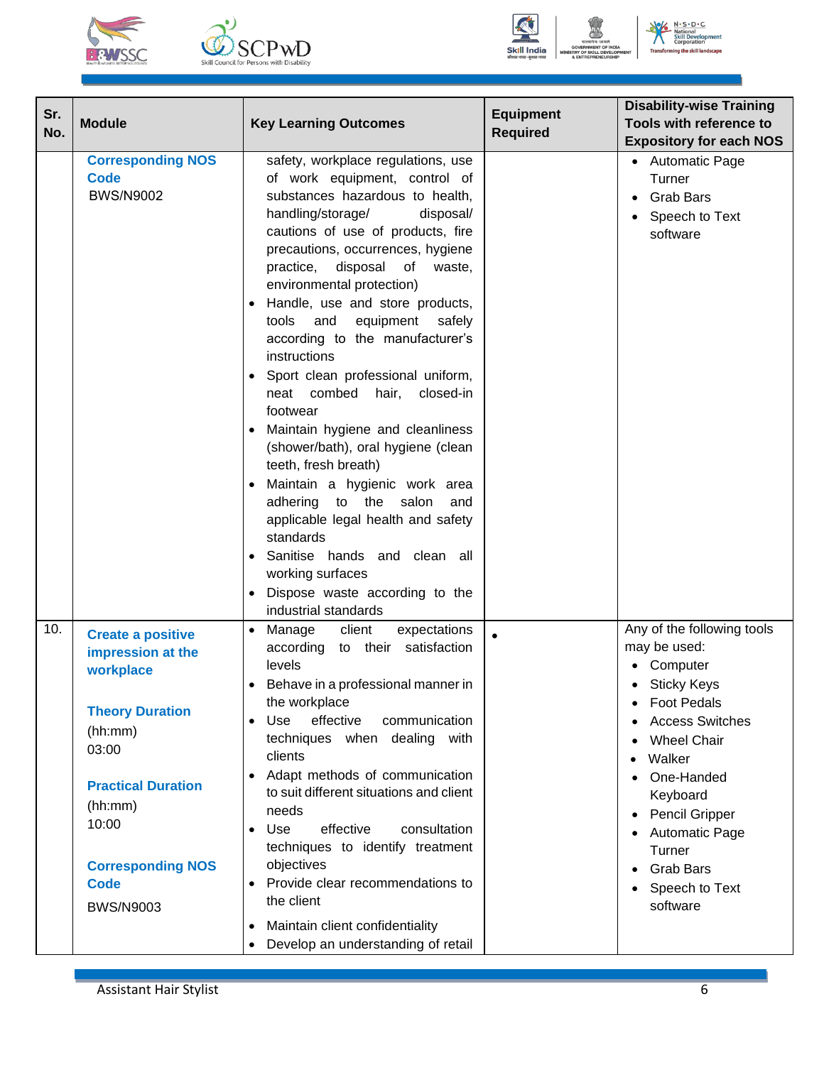| Sr. No. | Module | Key Learning Outcomes | Equipment Required | Disability-wise Training Tools with reference to Expository for each NOS |
|---|---|---|---|---|
| | **Corresponding NOS Code**<br>BWS/N9002 | safety, workplace regulations, use of work equipment, control of substances hazardous to health, handling/storage/ disposal/ cautions of use of products, fire precautions, occurrences, hygiene practice, disposal of waste, environmental protection)<br>• Handle, use and store products, tools and equipment safely according to the manufacturer's instructions<br>• Sport clean professional uniform, neat combed hair, closed-in footwear<br>• Maintain hygiene and cleanliness (shower/bath), oral hygiene (clean teeth, fresh breath)<br>• Maintain a hygienic work area adhering to the salon and applicable legal health and safety standards<br>• Sanitise hands and clean all working surfaces<br>• Dispose waste according to the industrial standards | | • Automatic Page Turner<br>• Grab Bars<br>• Speech to Text software |
| 10. | **Create a positive impression at the workplace**<br><br>**Theory Duration**<br>(hh:mm)<br>03:00<br><br>**Practical Duration**<br>(hh:mm)<br>10:00<br><br>**Corresponding NOS Code**<br>BWS/N9003 | • Manage client expectations according to their satisfaction levels<br>• Behave in a professional manner in the workplace<br>• Use effective communication techniques when dealing with clients<br>• Adapt methods of communication to suit different situations and client needs<br>• Use effective consultation techniques to identify treatment objectives<br>• Provide clear recommendations to the client<br>• Maintain client confidentiality<br>• Develop an understanding of retail | • | Any of the following tools may be used:<br>• Computer<br>• Sticky Keys<br>• Foot Pedals<br>• Access Switches<br>• Wheel Chair<br>• Walker<br>• One-Handed Keyboard<br>• Pencil Gripper<br>• Automatic Page Turner<br>• Grab Bars<br>• Speech to Text software |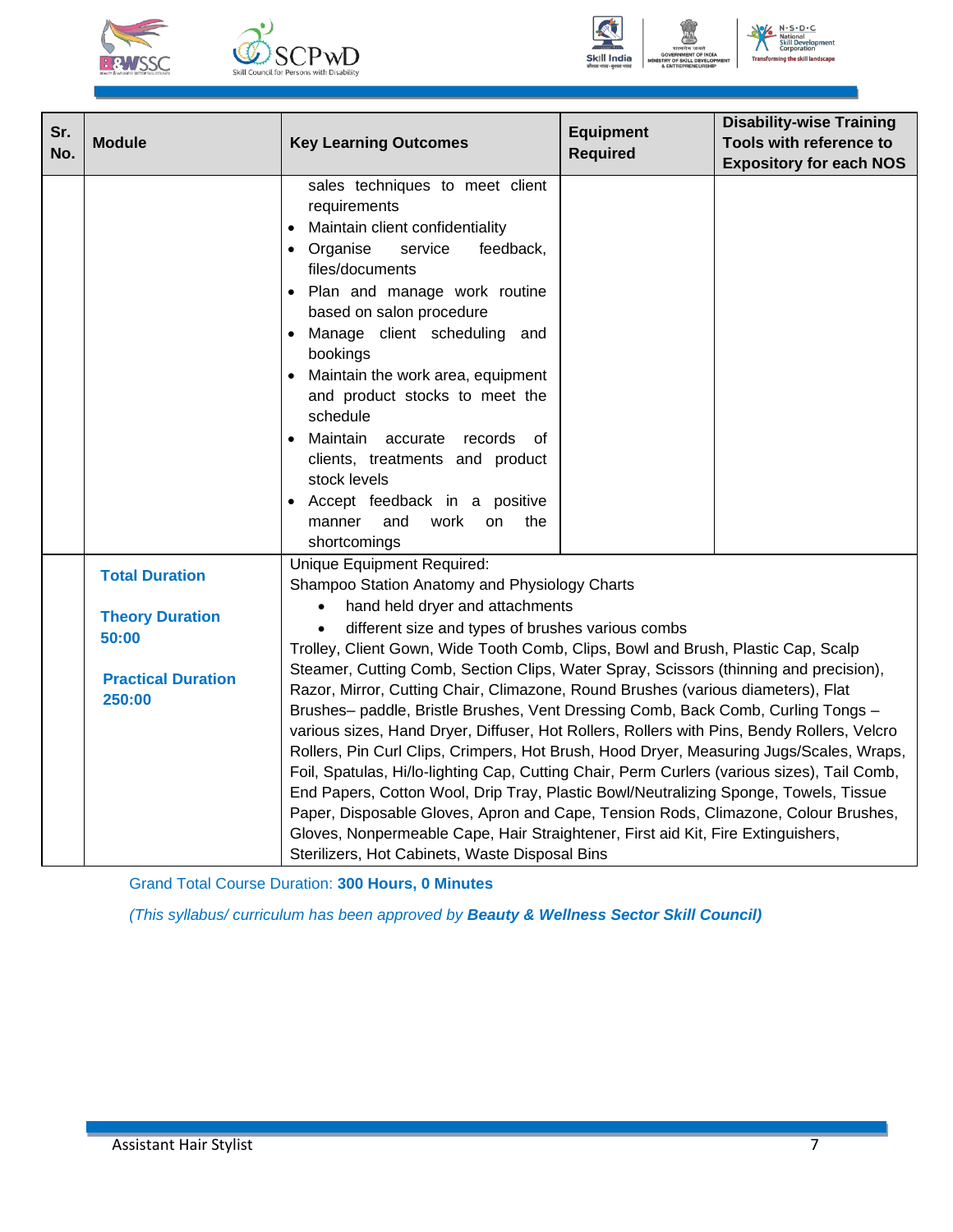| Sr. No. | Module | Key Learning Outcomes | Equipment Required | Disability-wise Training Tools with reference to Expository for each NOS |
|---|---|---|---|---|
| | | sales techniques to meet client requirements<br>• Maintain client confidentiality<br>• Organise service feedback, files/documents<br>• Plan and manage work routine based on salon procedure<br>• Manage client scheduling and bookings<br>• Maintain the work area, equipment and product stocks to meet the schedule<br>• Maintain accurate records of clients, treatments and product stock levels<br>• Accept feedback in a positive manner and work on the shortcomings | | |
| | **Total Duration**<br><br>**Theory Duration**<br>**50:00**<br><br>**Practical Duration**<br>**250:00** | Unique Equipment Required:<br>Shampoo Station Anatomy and Physiology Charts<br>• hand held dryer and attachments<br>• different size and types of brushes various combs<br>Trolley, Client Gown, Wide Tooth Comb, Clips, Bowl and Brush, Plastic Cap, Scalp Steamer, Cutting Comb, Section Clips, Water Spray, Scissors (thinning and precision), Razor, Mirror, Cutting Chair, Climazone, Round Brushes (various diameters), Flat Brushes– paddle, Bristle Brushes, Vent Dressing Comb, Back Comb, Curling Tongs – various sizes, Hand Dryer, Diffuser, Hot Rollers, Rollers with Pins, Bendy Rollers, Velcro Rollers, Pin Curl Clips, Crimpers, Hot Brush, Hood Dryer, Measuring Jugs/Scales, Wraps, Foil, Spatulas, Hi/lo-lighting Cap, Cutting Chair, Perm Curlers (various sizes), Tail Comb, End Papers, Cotton Wool, Drip Tray, Plastic Bowl/Neutralizing Sponge, Towels, Tissue Paper, Disposable Gloves, Apron and Cape, Tension Rods, Climazone, Colour Brushes, Gloves, Nonpermeable Cape, Hair Straightener, First aid Kit, Fire Extinguishers, Sterilizers, Hot Cabinets, Waste Disposal Bins | | |

Grand Total Course Duration: **300 Hours, 0 Minutes**

*(This syllabus/ curriculum has been approved by* ***Beauty & Wellness Sector Skill Council)***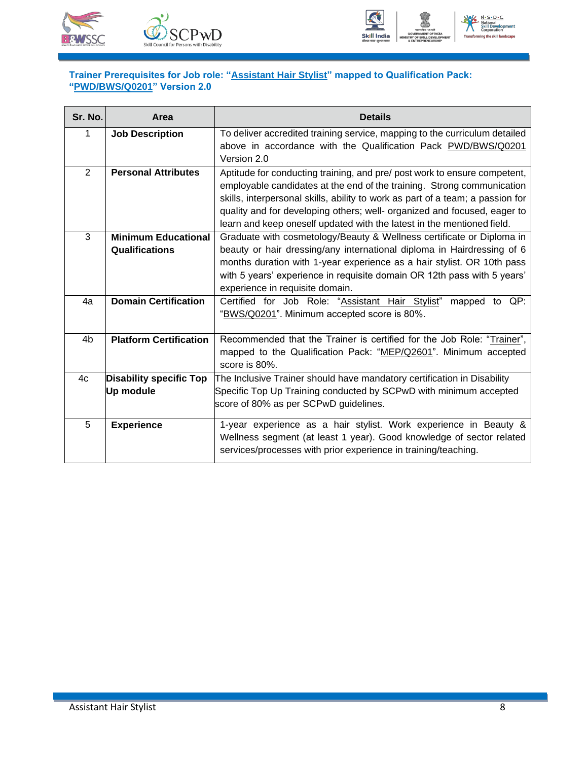**Trainer Prerequisites for Job role: "Assistant Hair Stylist" mapped to Qualification Pack: "PWD/BWS/Q0201" Version 2.0**

| Sr. No. | Area | Details |
|---|---|---|
| 1 | **Job Description** | To deliver accredited training service, mapping to the curriculum detailed above in accordance with the Qualification Pack PWD/BWS/Q0201 Version 2.0 |
| 2 | **Personal Attributes** | Aptitude for conducting training, and pre/ post work to ensure competent, employable candidates at the end of the training. Strong communication skills, interpersonal skills, ability to work as part of a team; a passion for quality and for developing others; well- organized and focused, eager to learn and keep oneself updated with the latest in the mentioned field. |
| 3 | **Minimum Educational Qualifications** | Graduate with cosmetology/Beauty & Wellness certificate or Diploma in beauty or hair dressing/any international diploma in Hairdressing of 6 months duration with 1-year experience as a hair stylist. OR 10th pass with 5 years' experience in requisite domain OR 12th pass with 5 years' experience in requisite domain. |
| 4a | **Domain Certification** | Certified for Job Role: "Assistant Hair Stylist" mapped to QP: "BWS/Q0201". Minimum accepted score is 80%. |
| 4b | **Platform Certification** | Recommended that the Trainer is certified for the Job Role: "Trainer", mapped to the Qualification Pack: "MEP/Q2601". Minimum accepted score is 80%. |
| 4c | **Disability specific Top Up module** | The Inclusive Trainer should have mandatory certification in Disability Specific Top Up Training conducted by SCPwD with minimum accepted score of 80% as per SCPwD guidelines. |
| 5 | **Experience** | 1-year experience as a hair stylist. Work experience in Beauty & Wellness segment (at least 1 year). Good knowledge of sector related services/processes with prior experience in training/teaching. |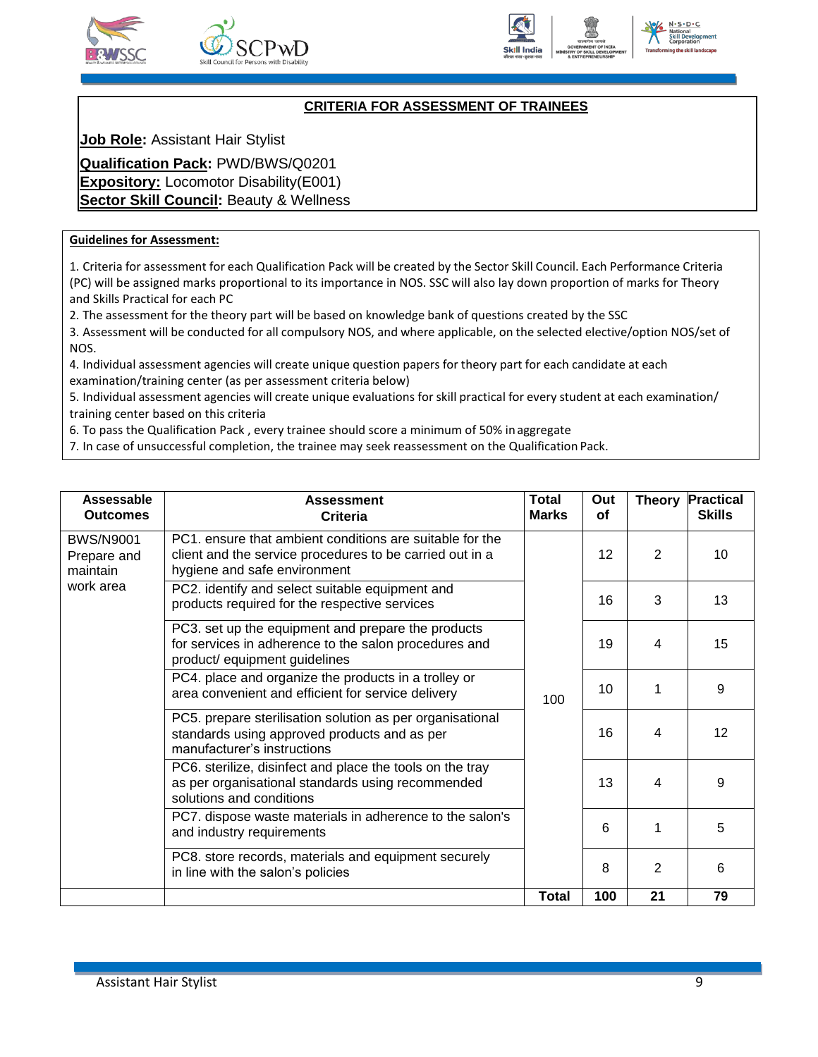## CRITERIA FOR ASSESSMENT OF TRAINEES

**Job Role:** Assistant Hair Stylist

**Qualification Pack:** PWD/BWS/Q0201

**Expository:** Locomotor Disability(E001)

**Sector Skill Council:** Beauty & Wellness

**Guidelines for Assessment:**

1. Criteria for assessment for each Qualification Pack will be created by the Sector Skill Council. Each Performance Criteria (PC) will be assigned marks proportional to its importance in NOS. SSC will also lay down proportion of marks for Theory and Skills Practical for each PC
2. The assessment for the theory part will be based on knowledge bank of questions created by the SSC
3. Assessment will be conducted for all compulsory NOS, and where applicable, on the selected elective/option NOS/set of NOS.
4. Individual assessment agencies will create unique question papers for theory part for each candidate at each examination/training center (as per assessment criteria below)
5. Individual assessment agencies will create unique evaluations for skill practical for every student at each examination/ training center based on this criteria
6. To pass the Qualification Pack , every trainee should score a minimum of 50% in aggregate
7. In case of unsuccessful completion, the trainee may seek reassessment on the Qualification Pack.

| Assessable Outcomes | Assessment Criteria | Total Marks | Out of | Theory | Practical Skills |
|---|---|---|---|---|---|
| BWS/N9001 Prepare and maintain work area | PC1. ensure that ambient conditions are suitable for the client and the service procedures to be carried out in a hygiene and safe environment | 100 | 12 | 2 | 10 |
| | PC2. identify and select suitable equipment and products required for the respective services | | 16 | 3 | 13 |
| | PC3. set up the equipment and prepare the products for services in adherence to the salon procedures and product/ equipment guidelines | | 19 | 4 | 15 |
| | PC4. place and organize the products in a trolley or area convenient and efficient for service delivery | | 10 | 1 | 9 |
| | PC5. prepare sterilisation solution as per organisational standards using approved products and as per manufacturer's instructions | | 16 | 4 | 12 |
| | PC6. sterilize, disinfect and place the tools on the tray as per organisational standards using recommended solutions and conditions | | 13 | 4 | 9 |
| | PC7. dispose waste materials in adherence to the salon's and industry requirements | | 6 | 1 | 5 |
| | PC8. store records, materials and equipment securely in line with the salon's policies | | 8 | 2 | 6 |
| | | Total | 100 | 21 | 79 |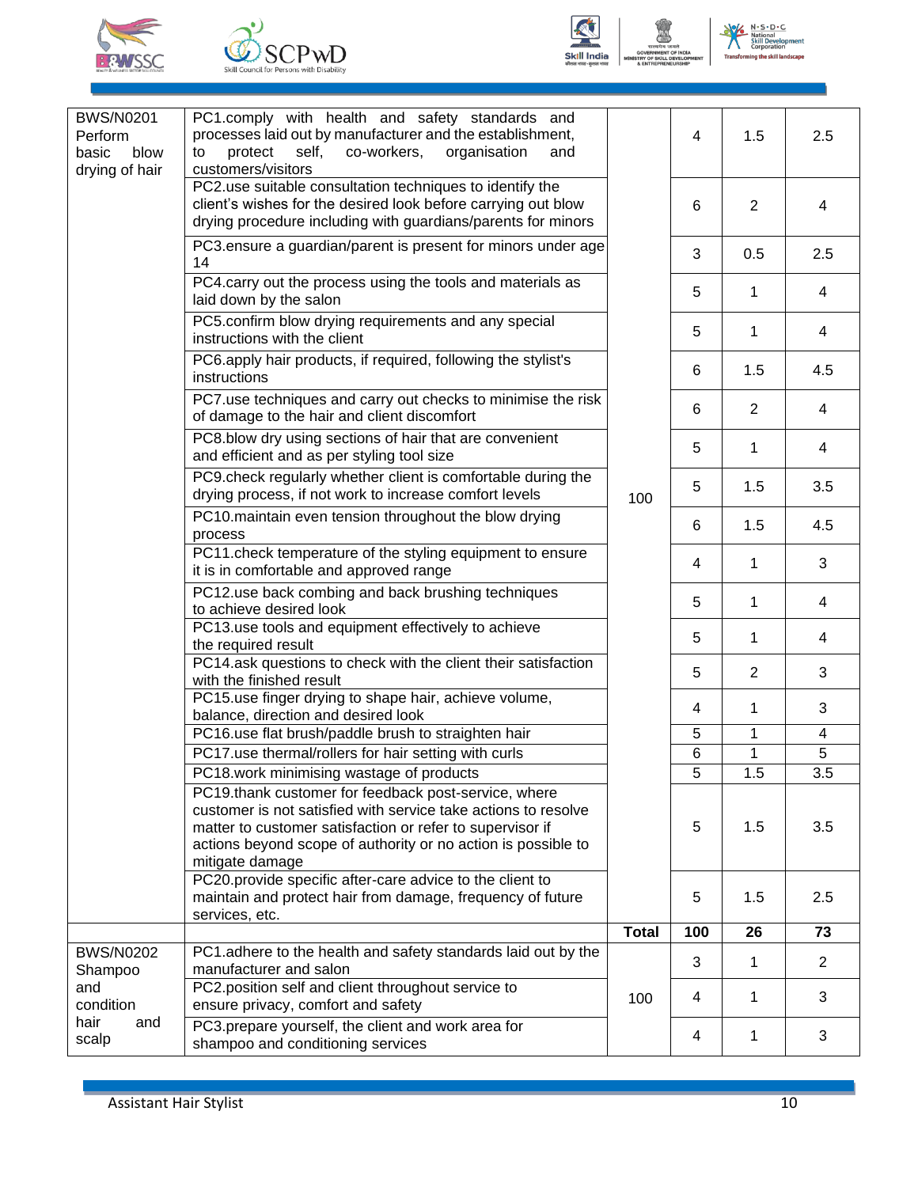| | | | | | |
|---|---|---|---|---|---|
| BWS/N0201 Perform basic blow drying of hair | PC1.comply with health and safety standards and processes laid out by manufacturer and the establishment, to protect self, co-workers, organisation and customers/visitors | 100 | 4 | 1.5 | 2.5 |
| | PC2.use suitable consultation techniques to identify the client's wishes for the desired look before carrying out blow drying procedure including with guardians/parents for minors | | 6 | 2 | 4 |
| | PC3.ensure a guardian/parent is present for minors under age 14 | | 3 | 0.5 | 2.5 |
| | PC4.carry out the process using the tools and materials as laid down by the salon | | 5 | 1 | 4 |
| | PC5.confirm blow drying requirements and any special instructions with the client | | 5 | 1 | 4 |
| | PC6.apply hair products, if required, following the stylist's instructions | | 6 | 1.5 | 4.5 |
| | PC7.use techniques and carry out checks to minimise the risk of damage to the hair and client discomfort | | 6 | 2 | 4 |
| | PC8.blow dry using sections of hair that are convenient and efficient and as per styling tool size | | 5 | 1 | 4 |
| | PC9.check regularly whether client is comfortable during the drying process, if not work to increase comfort levels | | 5 | 1.5 | 3.5 |
| | PC10.maintain even tension throughout the blow drying process | | 6 | 1.5 | 4.5 |
| | PC11.check temperature of the styling equipment to ensure it is in comfortable and approved range | | 4 | 1 | 3 |
| | PC12.use back combing and back brushing techniques to achieve desired look | | 5 | 1 | 4 |
| | PC13.use tools and equipment effectively to achieve the required result | | 5 | 1 | 4 |
| | PC14.ask questions to check with the client their satisfaction with the finished result | | 5 | 2 | 3 |
| | PC15.use finger drying to shape hair, achieve volume, balance, direction and desired look | | 4 | 1 | 3 |
| | PC16.use flat brush/paddle brush to straighten hair | | 5 | 1 | 4 |
| | PC17.use thermal/rollers for hair setting with curls | | 6 | 1 | 5 |
| | PC18.work minimising wastage of products | | 5 | 1.5 | 3.5 |
| | PC19.thank customer for feedback post-service, where customer is not satisfied with service take actions to resolve matter to customer satisfaction or refer to supervisor if actions beyond scope of authority or no action is possible to mitigate damage | | 5 | 1.5 | 3.5 |
| | PC20.provide specific after-care advice to the client to maintain and protect hair from damage, frequency of future services, etc. | | 5 | 1.5 | 2.5 |
| | | **Total** | **100** | **26** | **73** |
| BWS/N0202 Shampoo and condition hair and scalp | PC1.adhere to the health and safety standards laid out by the manufacturer and salon | 100 | 3 | 1 | 2 |
| | PC2.position self and client throughout service to ensure privacy, comfort and safety | | 4 | 1 | 3 |
| | PC3.prepare yourself, the client and work area for shampoo and conditioning services | | 4 | 1 | 3 |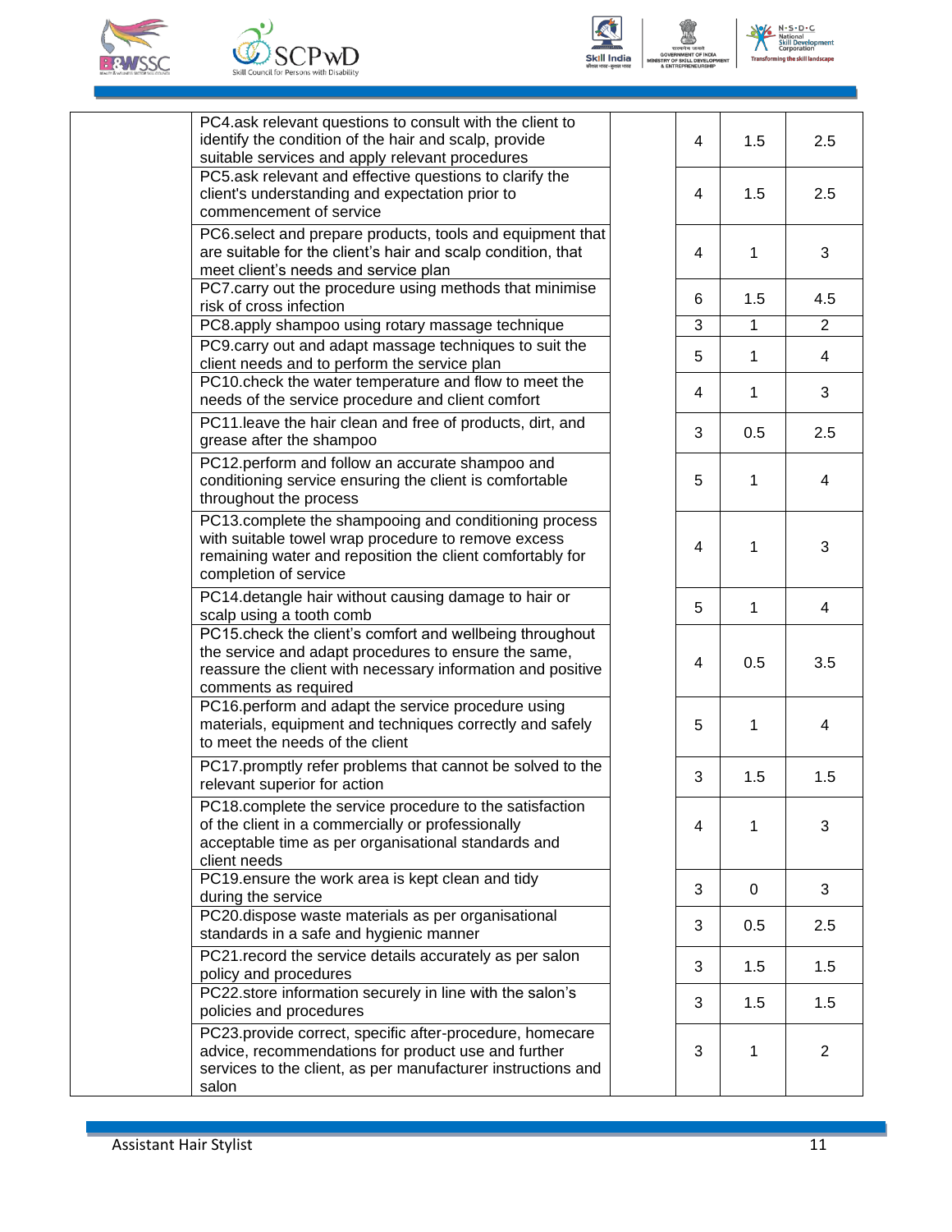| | | | | | |
|---|---|---|---|---|---|
| | PC4.ask relevant questions to consult with the client to identify the condition of the hair and scalp, provide suitable services and apply relevant procedures | | 4 | 1.5 | 2.5 |
| | PC5.ask relevant and effective questions to clarify the client's understanding and expectation prior to commencement of service | | 4 | 1.5 | 2.5 |
| | PC6.select and prepare products, tools and equipment that are suitable for the client's hair and scalp condition, that meet client's needs and service plan | | 4 | 1 | 3 |
| | PC7.carry out the procedure using methods that minimise risk of cross infection | | 6 | 1.5 | 4.5 |
| | PC8.apply shampoo using rotary massage technique | | 3 | 1 | 2 |
| | PC9.carry out and adapt massage techniques to suit the client needs and to perform the service plan | | 5 | 1 | 4 |
| | PC10.check the water temperature and flow to meet the needs of the service procedure and client comfort | | 4 | 1 | 3 |
| | PC11.leave the hair clean and free of products, dirt, and grease after the shampoo | | 3 | 0.5 | 2.5 |
| | PC12.perform and follow an accurate shampoo and conditioning service ensuring the client is comfortable throughout the process | | 5 | 1 | 4 |
| | PC13.complete the shampooing and conditioning process with suitable towel wrap procedure to remove excess remaining water and reposition the client comfortably for completion of service | | 4 | 1 | 3 |
| | PC14.detangle hair without causing damage to hair or scalp using a tooth comb | | 5 | 1 | 4 |
| | PC15.check the client's comfort and wellbeing throughout the service and adapt procedures to ensure the same, reassure the client with necessary information and positive comments as required | | 4 | 0.5 | 3.5 |
| | PC16.perform and adapt the service procedure using materials, equipment and techniques correctly and safely to meet the needs of the client | | 5 | 1 | 4 |
| | PC17.promptly refer problems that cannot be solved to the relevant superior for action | | 3 | 1.5 | 1.5 |
| | PC18.complete the service procedure to the satisfaction of the client in a commercially or professionally acceptable time as per organisational standards and client needs | | 4 | 1 | 3 |
| | PC19.ensure the work area is kept clean and tidy during the service | | 3 | 0 | 3 |
| | PC20.dispose waste materials as per organisational standards in a safe and hygienic manner | | 3 | 0.5 | 2.5 |
| | PC21.record the service details accurately as per salon policy and procedures | | 3 | 1.5 | 1.5 |
| | PC22.store information securely in line with the salon's policies and procedures | | 3 | 1.5 | 1.5 |
| | PC23.provide correct, specific after-procedure, homecare advice, recommendations for product use and further services to the client, as per manufacturer instructions and salon | | 3 | 1 | 2 |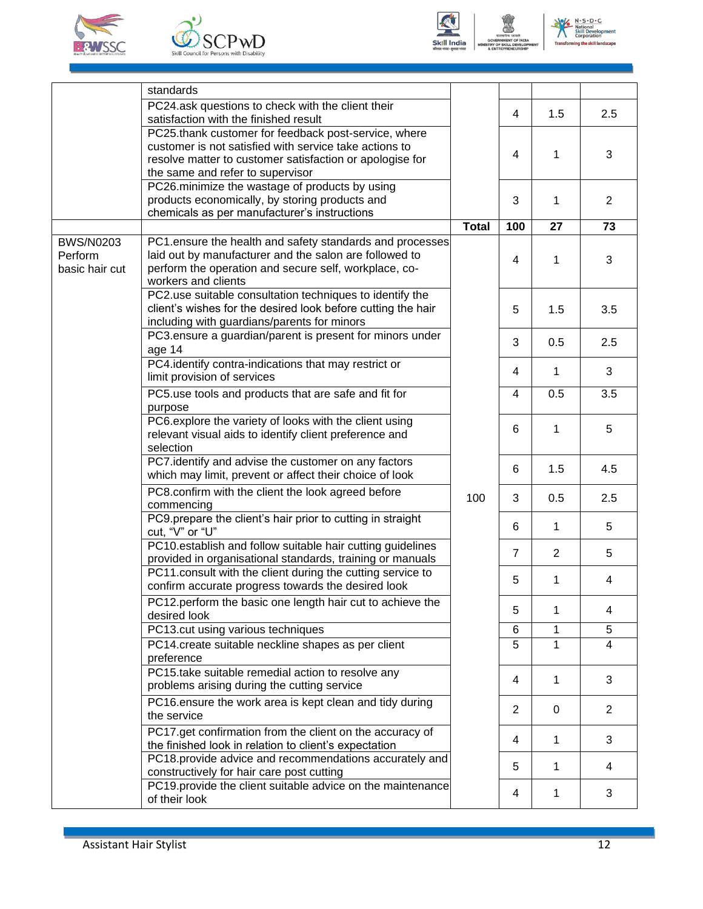| | | | | | |
|---|---|---|---|---|---|
| | standards | | | | |
| | PC24.ask questions to check with the client their satisfaction with the finished result | | 4 | 1.5 | 2.5 |
| | PC25.thank customer for feedback post-service, where customer is not satisfied with service take actions to resolve matter to customer satisfaction or apologise for the same and refer to supervisor | | 4 | 1 | 3 |
| | PC26.minimize the wastage of products by using products economically, by storing products and chemicals as per manufacturer's instructions | | 3 | 1 | 2 |
| | | **Total** | **100** | **27** | **73** |
| BWS/N0203 Perform basic hair cut | PC1.ensure the health and safety standards and processes laid out by manufacturer and the salon are followed to perform the operation and secure self, workplace, co-workers and clients | 100 | 4 | 1 | 3 |
| | PC2.use suitable consultation techniques to identify the client's wishes for the desired look before cutting the hair including with guardians/parents for minors | | 5 | 1.5 | 3.5 |
| | PC3.ensure a guardian/parent is present for minors under age 14 | | 3 | 0.5 | 2.5 |
| | PC4.identify contra-indications that may restrict or limit provision of services | | 4 | 1 | 3 |
| | PC5.use tools and products that are safe and fit for purpose | | 4 | 0.5 | 3.5 |
| | PC6.explore the variety of looks with the client using relevant visual aids to identify client preference and selection | | 6 | 1 | 5 |
| | PC7.identify and advise the customer on any factors which may limit, prevent or affect their choice of look | | 6 | 1.5 | 4.5 |
| | PC8.confirm with the client the look agreed before commencing | | 3 | 0.5 | 2.5 |
| | PC9.prepare the client's hair prior to cutting in straight cut, "V" or "U" | | 6 | 1 | 5 |
| | PC10.establish and follow suitable hair cutting guidelines provided in organisational standards, training or manuals | | 7 | 2 | 5 |
| | PC11.consult with the client during the cutting service to confirm accurate progress towards the desired look | | 5 | 1 | 4 |
| | PC12.perform the basic one length hair cut to achieve the desired look | | 5 | 1 | 4 |
| | PC13.cut using various techniques | | 6 | 1 | 5 |
| | PC14.create suitable neckline shapes as per client preference | | 5 | 1 | 4 |
| | PC15.take suitable remedial action to resolve any problems arising during the cutting service | | 4 | 1 | 3 |
| | PC16.ensure the work area is kept clean and tidy during the service | | 2 | 0 | 2 |
| | PC17.get confirmation from the client on the accuracy of the finished look in relation to client's expectation | | 4 | 1 | 3 |
| | PC18.provide advice and recommendations accurately and constructively for hair care post cutting | | 5 | 1 | 4 |
| | PC19.provide the client suitable advice on the maintenance of their look | | 4 | 1 | 3 |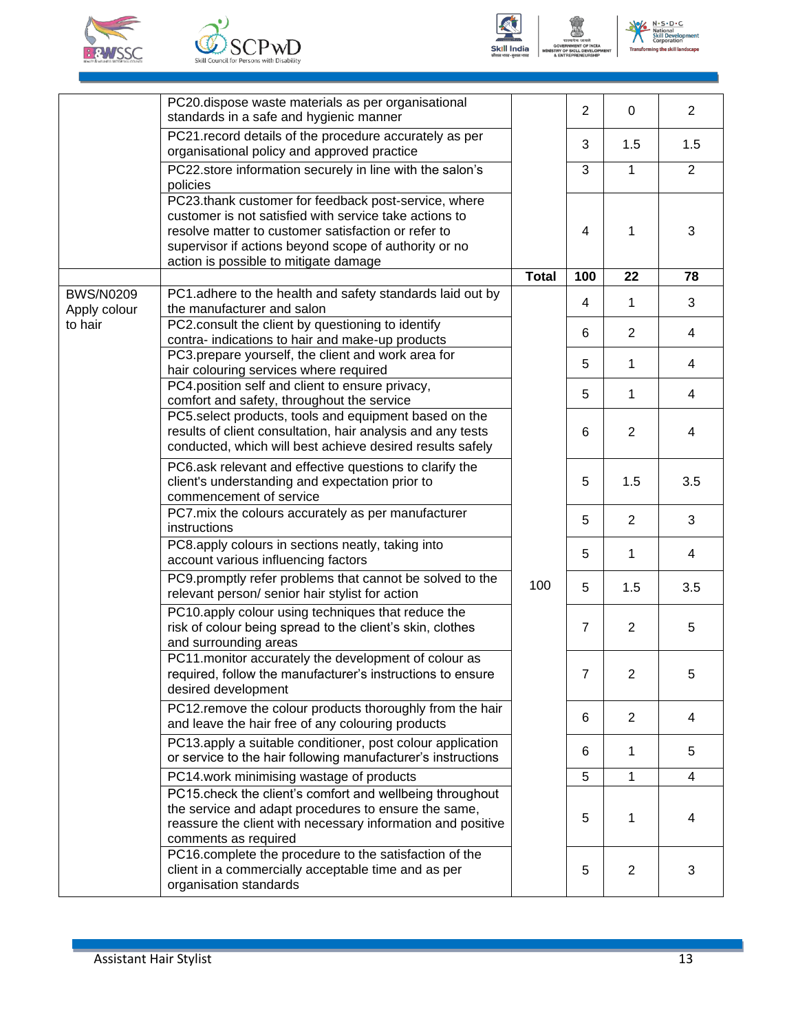| | | | | | |
|---|---|---|---|---|---|
| | PC20.dispose waste materials as per organisational standards in a safe and hygienic manner | | 2 | 0 | 2 |
| | PC21.record details of the procedure accurately as per organisational policy and approved practice | | 3 | 1.5 | 1.5 |
| | PC22.store information securely in line with the salon's policies | | 3 | 1 | 2 |
| | PC23.thank customer for feedback post-service, where customer is not satisfied with service take actions to resolve matter to customer satisfaction or refer to supervisor if actions beyond scope of authority or no action is possible to mitigate damage | | 4 | 1 | 3 |
| | | **Total** | **100** | **22** | **78** |
| BWS/N0209 Apply colour to hair | PC1.adhere to the health and safety standards laid out by the manufacturer and salon | 100 | 4 | 1 | 3 |
| | PC2.consult the client by questioning to identify contra- indications to hair and make-up products | | 6 | 2 | 4 |
| | PC3.prepare yourself, the client and work area for hair colouring services where required | | 5 | 1 | 4 |
| | PC4.position self and client to ensure privacy, comfort and safety, throughout the service | | 5 | 1 | 4 |
| | PC5.select products, tools and equipment based on the results of client consultation, hair analysis and any tests conducted, which will best achieve desired results safely | | 6 | 2 | 4 |
| | PC6.ask relevant and effective questions to clarify the client's understanding and expectation prior to commencement of service | | 5 | 1.5 | 3.5 |
| | PC7.mix the colours accurately as per manufacturer instructions | | 5 | 2 | 3 |
| | PC8.apply colours in sections neatly, taking into account various influencing factors | | 5 | 1 | 4 |
| | PC9.promptly refer problems that cannot be solved to the relevant person/ senior hair stylist for action | | 5 | 1.5 | 3.5 |
| | PC10.apply colour using techniques that reduce the risk of colour being spread to the client's skin, clothes and surrounding areas | | 7 | 2 | 5 |
| | PC11.monitor accurately the development of colour as required, follow the manufacturer's instructions to ensure desired development | | 7 | 2 | 5 |
| | PC12.remove the colour products thoroughly from the hair and leave the hair free of any colouring products | | 6 | 2 | 4 |
| | PC13.apply a suitable conditioner, post colour application or service to the hair following manufacturer's instructions | | 6 | 1 | 5 |
| | PC14.work minimising wastage of products | | 5 | 1 | 4 |
| | PC15.check the client's comfort and wellbeing throughout the service and adapt procedures to ensure the same, reassure the client with necessary information and positive comments as required | | 5 | 1 | 4 |
| | PC16.complete the procedure to the satisfaction of the client in a commercially acceptable time and as per organisation standards | | 5 | 2 | 3 |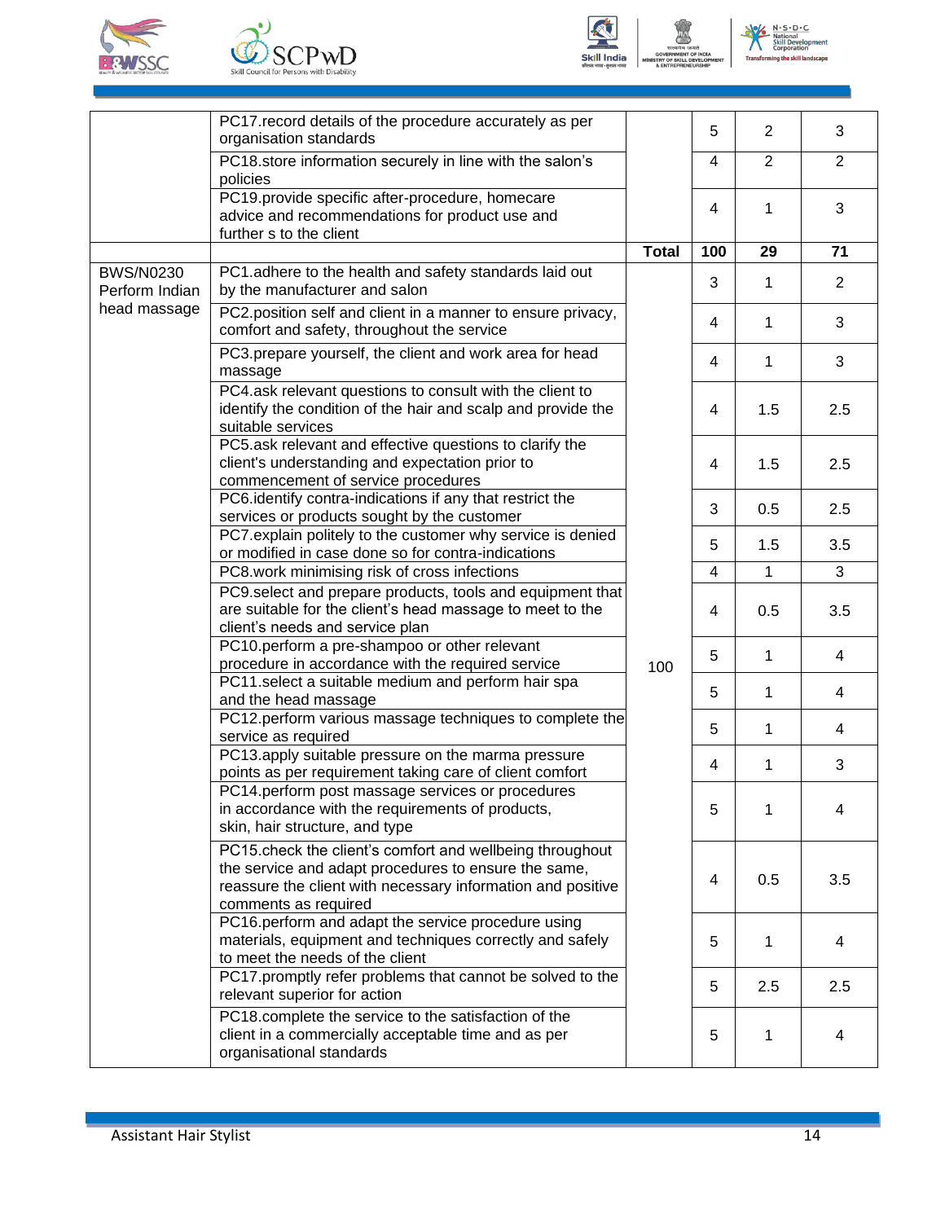| | | | | | |
|---|---|---|---|---|---|
| | PC17.record details of the procedure accurately as per organisation standards | | 5 | 2 | 3 |
| | PC18.store information securely in line with the salon's policies | | 4 | 2 | 2 |
| | PC19.provide specific after-procedure, homecare advice and recommendations for product use and further s to the client | | 4 | 1 | 3 |
| | | **Total** | **100** | **29** | **71** |
| BWS/N0230 Perform Indian head massage | PC1.adhere to the health and safety standards laid out by the manufacturer and salon | 100 | 3 | 1 | 2 |
| | PC2.position self and client in a manner to ensure privacy, comfort and safety, throughout the service | | 4 | 1 | 3 |
| | PC3.prepare yourself, the client and work area for head massage | | 4 | 1 | 3 |
| | PC4.ask relevant questions to consult with the client to identify the condition of the hair and scalp and provide the suitable services | | 4 | 1.5 | 2.5 |
| | PC5.ask relevant and effective questions to clarify the client's understanding and expectation prior to commencement of service procedures | | 4 | 1.5 | 2.5 |
| | PC6.identify contra-indications if any that restrict the services or products sought by the customer | | 3 | 0.5 | 2.5 |
| | PC7.explain politely to the customer why service is denied or modified in case done so for contra-indications | | 5 | 1.5 | 3.5 |
| | PC8.work minimising risk of cross infections | | 4 | 1 | 3 |
| | PC9.select and prepare products, tools and equipment that are suitable for the client's head massage to meet to the client's needs and service plan | | 4 | 0.5 | 3.5 |
| | PC10.perform a pre-shampoo or other relevant procedure in accordance with the required service | | 5 | 1 | 4 |
| | PC11.select a suitable medium and perform hair spa and the head massage | | 5 | 1 | 4 |
| | PC12.perform various massage techniques to complete the service as required | | 5 | 1 | 4 |
| | PC13.apply suitable pressure on the marma pressure points as per requirement taking care of client comfort | | 4 | 1 | 3 |
| | PC14.perform post massage services or procedures in accordance with the requirements of products, skin, hair structure, and type | | 5 | 1 | 4 |
| | PC15.check the client's comfort and wellbeing throughout the service and adapt procedures to ensure the same, reassure the client with necessary information and positive comments as required | | 4 | 0.5 | 3.5 |
| | PC16.perform and adapt the service procedure using materials, equipment and techniques correctly and safely to meet the needs of the client | | 5 | 1 | 4 |
| | PC17.promptly refer problems that cannot be solved to the relevant superior for action | | 5 | 2.5 | 2.5 |
| | PC18.complete the service to the satisfaction of the client in a commercially acceptable time and as per organisational standards | | 5 | 1 | 4 |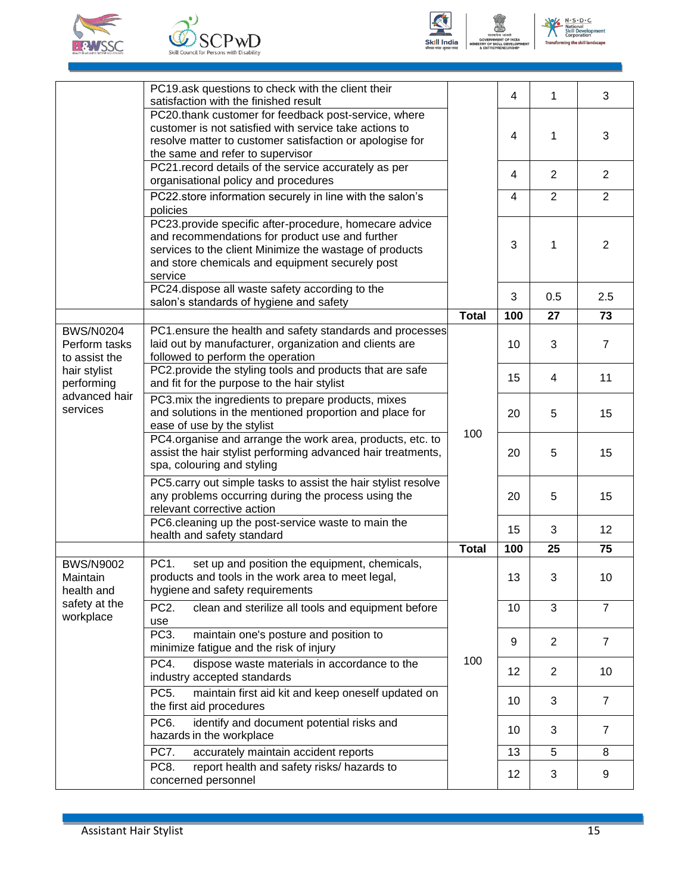| | PC19.ask questions to check with the client their satisfaction with the finished result | | 4 | 1 | 3 |
|---|---|---|---|---|---|
| | PC20.thank customer for feedback post-service, where customer is not satisfied with service take actions to resolve matter to customer satisfaction or apologise for the same and refer to supervisor | | 4 | 1 | 3 |
| | PC21.record details of the service accurately as per organisational policy and procedures | | 4 | 2 | 2 |
| | PC22.store information securely in line with the salon's policies | | 4 | 2 | 2 |
| | PC23.provide specific after-procedure, homecare advice and recommendations for product use and further services to the client Minimize the wastage of products and store chemicals and equipment securely post service | | 3 | 1 | 2 |
| | PC24.dispose all waste safety according to the salon's standards of hygiene and safety | | 3 | 0.5 | 2.5 |
| | | **Total** | **100** | **27** | **73** |
| BWS/N0204 Perform tasks to assist the hair stylist performing advanced hair services | PC1.ensure the health and safety standards and processes laid out by manufacturer, organization and clients are followed to perform the operation | 100 | 10 | 3 | 7 |
| | PC2.provide the styling tools and products that are safe and fit for the purpose to the hair stylist | | 15 | 4 | 11 |
| | PC3.mix the ingredients to prepare products, mixes and solutions in the mentioned proportion and place for ease of use by the stylist | | 20 | 5 | 15 |
| | PC4.organise and arrange the work area, products, etc. to assist the hair stylist performing advanced hair treatments, spa, colouring and styling | | 20 | 5 | 15 |
| | PC5.carry out simple tasks to assist the hair stylist resolve any problems occurring during the process using the relevant corrective action | | 20 | 5 | 15 |
| | PC6.cleaning up the post-service waste to main the health and safety standard | | 15 | 3 | 12 |
| | | **Total** | **100** | **25** | **75** |
| BWS/N9002 Maintain health and safety at the workplace | PC1. set up and position the equipment, chemicals, products and tools in the work area to meet legal, hygiene and safety requirements | 100 | 13 | 3 | 10 |
| | PC2. clean and sterilize all tools and equipment before use | | 10 | 3 | 7 |
| | PC3. maintain one's posture and position to minimize fatigue and the risk of injury | | 9 | 2 | 7 |
| | PC4. dispose waste materials in accordance to the industry accepted standards | | 12 | 2 | 10 |
| | PC5. maintain first aid kit and keep oneself updated on the first aid procedures | | 10 | 3 | 7 |
| | PC6. identify and document potential risks and hazards in the workplace | | 10 | 3 | 7 |
| | PC7. accurately maintain accident reports | | 13 | 5 | 8 |
| | PC8. report health and safety risks/ hazards to concerned personnel | | 12 | 3 | 9 |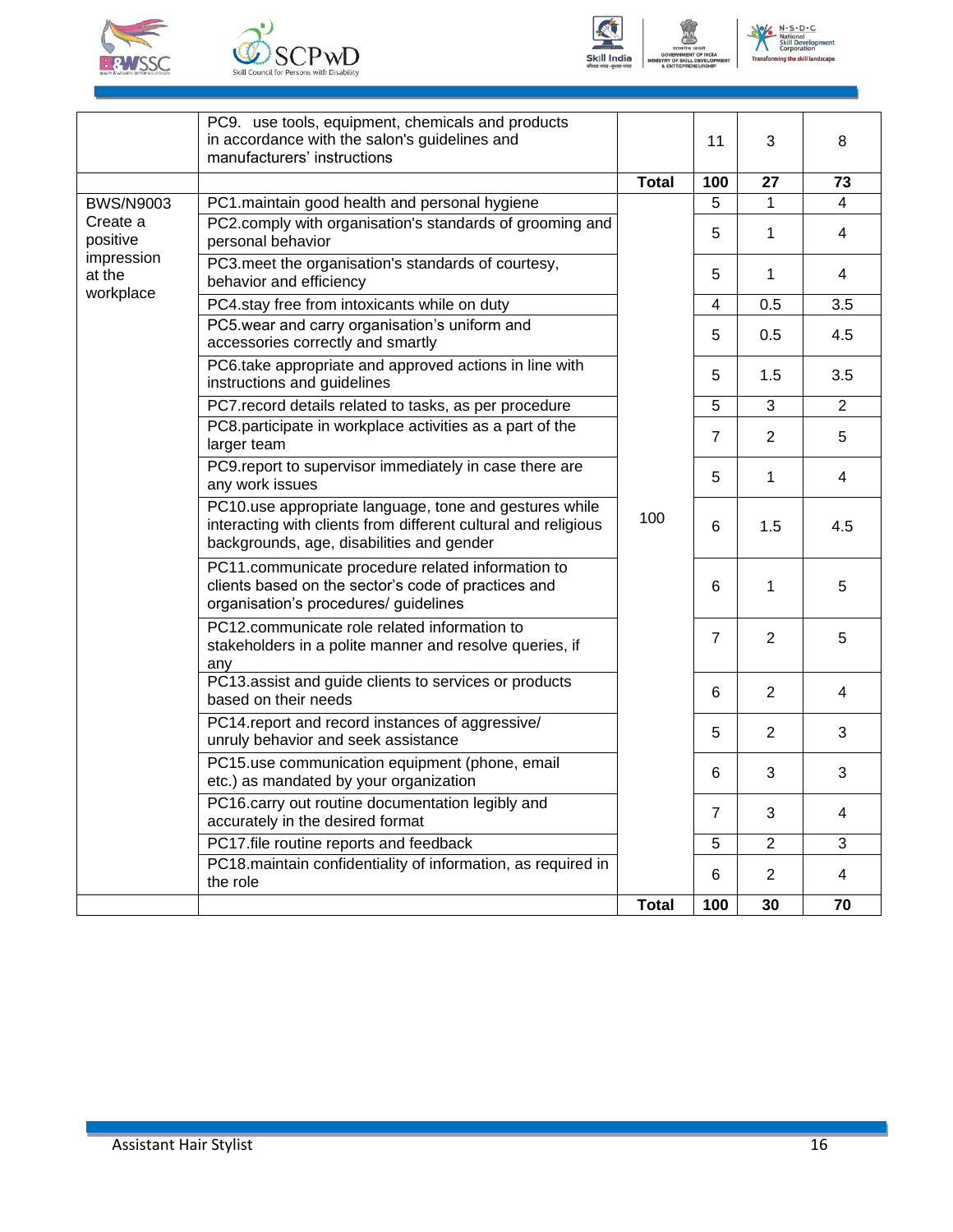|  |  |  |  |  |  |
|---|---|---|---|---|---|
|  | PC9. use tools, equipment, chemicals and products in accordance with the salon's guidelines and manufacturers' instructions |  | 11 | 3 | 8 |
|  |  | **Total** | **100** | **27** | **73** |
| BWS/N9003 Create a positive impression at the workplace | PC1.maintain good health and personal hygiene | 100 | 5 | 1 | 4 |
|  | PC2.comply with organisation's standards of grooming and personal behavior |  | 5 | 1 | 4 |
|  | PC3.meet the organisation's standards of courtesy, behavior and efficiency |  | 5 | 1 | 4 |
|  | PC4.stay free from intoxicants while on duty |  | 4 | 0.5 | 3.5 |
|  | PC5.wear and carry organisation's uniform and accessories correctly and smartly |  | 5 | 0.5 | 4.5 |
|  | PC6.take appropriate and approved actions in line with instructions and guidelines |  | 5 | 1.5 | 3.5 |
|  | PC7.record details related to tasks, as per procedure |  | 5 | 3 | 2 |
|  | PC8.participate in workplace activities as a part of the larger team |  | 7 | 2 | 5 |
|  | PC9.report to supervisor immediately in case there are any work issues |  | 5 | 1 | 4 |
|  | PC10.use appropriate language, tone and gestures while interacting with clients from different cultural and religious backgrounds, age, disabilities and gender |  | 6 | 1.5 | 4.5 |
|  | PC11.communicate procedure related information to clients based on the sector's code of practices and organisation's procedures/ guidelines |  | 6 | 1 | 5 |
|  | PC12.communicate role related information to stakeholders in a polite manner and resolve queries, if any |  | 7 | 2 | 5 |
|  | PC13.assist and guide clients to services or products based on their needs |  | 6 | 2 | 4 |
|  | PC14.report and record instances of aggressive/ unruly behavior and seek assistance |  | 5 | 2 | 3 |
|  | PC15.use communication equipment (phone, email etc.) as mandated by your organization |  | 6 | 3 | 3 |
|  | PC16.carry out routine documentation legibly and accurately in the desired format |  | 7 | 3 | 4 |
|  | PC17.file routine reports and feedback |  | 5 | 2 | 3 |
|  | PC18.maintain confidentiality of information, as required in the role |  | 6 | 2 | 4 |
|  |  | **Total** | **100** | **30** | **70** |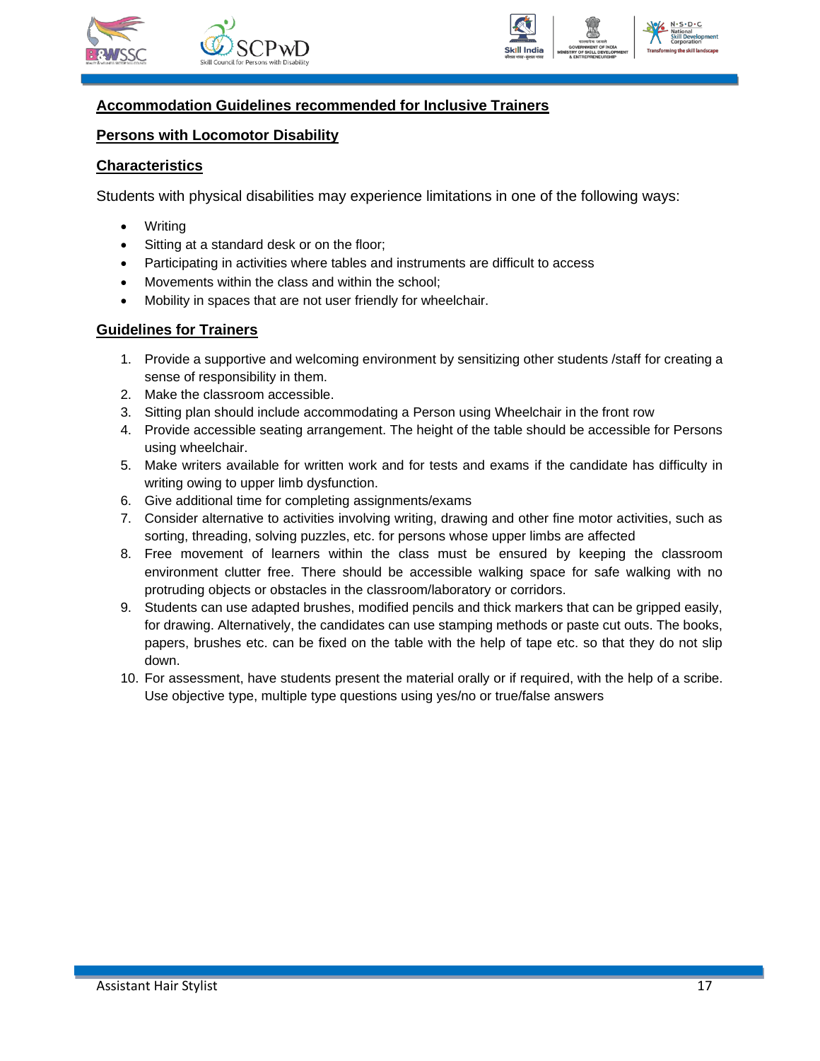## Accommodation Guidelines recommended for Inclusive Trainers

### Persons with Locomotor Disability

### Characteristics

Students with physical disabilities may experience limitations in one of the following ways:

- Writing
- Sitting at a standard desk or on the floor;
- Participating in activities where tables and instruments are difficult to access
- Movements within the class and within the school;
- Mobility in spaces that are not user friendly for wheelchair.

### Guidelines for Trainers

1. Provide a supportive and welcoming environment by sensitizing other students /staff for creating a sense of responsibility in them.
2. Make the classroom accessible.
3. Sitting plan should include accommodating a Person using Wheelchair in the front row
4. Provide accessible seating arrangement. The height of the table should be accessible for Persons using wheelchair.
5. Make writers available for written work and for tests and exams if the candidate has difficulty in writing owing to upper limb dysfunction.
6. Give additional time for completing assignments/exams
7. Consider alternative to activities involving writing, drawing and other fine motor activities, such as sorting, threading, solving puzzles, etc. for persons whose upper limbs are affected
8. Free movement of learners within the class must be ensured by keeping the classroom environment clutter free. There should be accessible walking space for safe walking with no protruding objects or obstacles in the classroom/laboratory or corridors.
9. Students can use adapted brushes, modified pencils and thick markers that can be gripped easily, for drawing. Alternatively, the candidates can use stamping methods or paste cut outs. The books, papers, brushes etc. can be fixed on the table with the help of tape etc. so that they do not slip down.
10. For assessment, have students present the material orally or if required, with the help of a scribe. Use objective type, multiple type questions using yes/no or true/false answers